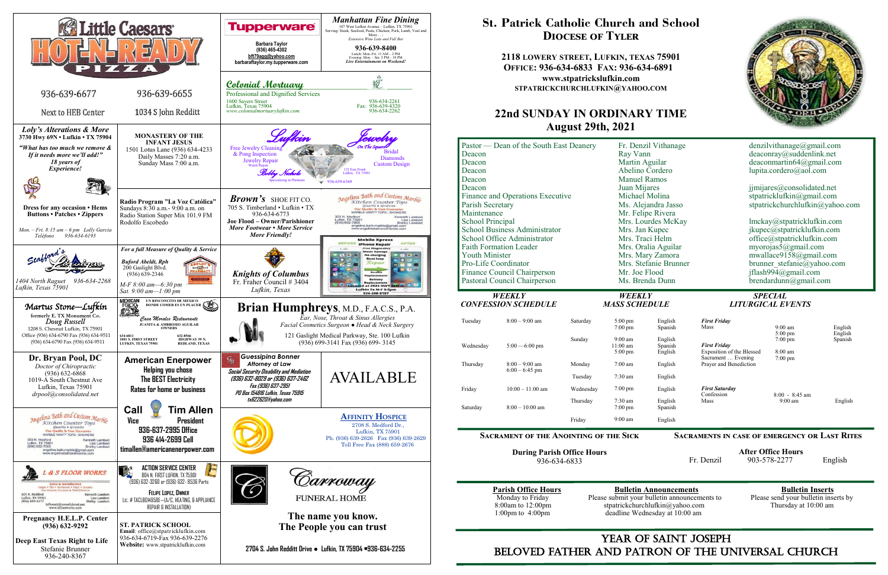# St. Patrick Catholic Church and School
## Diocese of Tyler

**2118 Lowery Street, Lufkin, Texas 75901**
**Office: 936-634-6833 Fax: 936-634-6891**
**www.stpatrickslufkin.com**
**stpatrickchurchlufkin@yahoo.com**

## 22nd SUNDAY IN ORDINARY TIME
## August 29th, 2021

| | | |
|---|---|---|
| Pastor — Dean of the South East Deanery | Fr. Denzil Vithanage | denzilvithanage@gmail.com |
| Deacon | Ray Vann | deaconray@suddenlink.net |
| Deacon | Martin Aguilar | deaconmartin64@gmail.com |
| Deacon | Abelino Cordero | lupita.cordero@aol.com |
| Deacon | Manuel Ramos | |
| Deacon | Juan Mijares | jjmijares@consolidated.net |
| Finance and Operations Executive | Michael Molina | stpatricklufkin@gmail.com |
| Parish Secretary | Ms. Alejandra Jasso | stpatrickchurchlufkin@yahoo.com |
| Maintenance | Mr. Felipe Rivera | |
| School Principal | Mrs. Lourdes McKay | lmckay@stpatricklufkin.com |
| School Business Administrator | Mrs. Jan Kupec | jkupec@stpatricklufkin.com |
| School Office Administrator | Mrs. Traci Helm | office@stpatricklufkin.com |
| Faith Formation Leader | Mrs. Oralia Aguilar | myorojas5@gmail.com |
| Youth Minister | Mrs. Mary Zamora | mwallace9158@gmail.com |
| Pro-Life Coordinator | Mrs. Stefanie Brunner | brunner_stefanie@yahoo.com |
| Finance Council Chairperson | Mr. Joe Flood | jflash994@gmail.com |
| Pastoral Council Chairperson | Ms. Brenda Dunn | brendardunn@gmail.com |

### Weekly Confession Schedule

| | |
|---|---|
| Tuesday | 8:00 – 9:00 am |
| Wednesday | 5:00 —6:00 pm |
| Thursday | 8:00 – 9:00 am<br>6:00 – 6:45 pm |
| Friday | 10:00 – 11:00 am |
| Saturday | 8:00 – 10:00 am |

### Weekly Mass Schedule

| | | |
|---|---|---|
| Saturday | 5:00 pm<br>7:00 pm | English<br>Spanish |
| Sunday | 9:00 am<br>11:00 am<br>5:00 pm | English<br>Spanish<br>English |
| Monday | 7:00 am | English |
| Tuesday | 7:30 am | English |
| Wednesday | 7:00 pm | English |
| Thursday | 7:30 am<br>7:00 pm | English<br>Spanish |
| Friday | 9:00 am | English |

### Special Liturgical Events

| | | |
|---|---|---|
| ***First Friday***<br>Mass | 9:00 am<br>5:00 pm<br>7:00 pm | English<br>English<br>Spanish |
| ***First Friday***<br>Exposition of the Blessed Sacrament … Evening<br>Prayer and Benediction | 8:00 am<br>7:00 pm | |
| ***First Saturday***<br>Confession<br>Mass | 8:00 - 8:45 am<br>9:00 am | English |

**Sacrament of the Anointing of the Sick**

During Parish Office Hours
936-634-6833

**Sacraments in case of Emergency or Last Rites**

After Office Hours
Fr. Denzil 903-578-2277 English

**Parish Office Hours**
Monday to Friday
8:00am to 12:00pm
1:00pm to 4:00pm

**Bulletin Announcements**
Please submit your bulletin announcements to stpatrickchurchlufkin@yahoo.com deadline Wednesday at 10:00 am

**Bulletin Inserts**
Please send your bulletin inserts by Thursday at 10:00 am

## YEAR OF SAINT JOSEPH
## BELOVED FATHER AND PATRON OF THE UNIVERSAL CHURCH

---

**Little Caesars HOT-N-READY PIZZA**
936-639-6677 — Next to HEB Center
936-639-6655 — 1034 S John Redditt

**Tupperware**
Barbara Taylor
(936) 465-4302
bft79ago@yahoo.com
barbarafaylor.my.tupperware.com

***Manhattan Fine Dining***
107 West Lufkin Avenue – Lufkin, TX 75901
Serving: Steak, Seafood, Pasta, Chicken, Pork, Lamb, Veal and More …
Extensive Wine List and Full Bar
936-639-8400
Lunch: Mon.-Fri. 11 AM – 2 PM
Evening: Mon. – Sat. 5 PM – 10 PM
*Live Entertainment on Weekend!*

***Colonial Mortuary***
Professional and Dignified Services
1600 Sayers Street
Lufkin, Texas 75904
www.colonialmortuarylufkin.com
936-634-2261
Fax: 936-639-4320
936-634-2262

***Loly's Alterations & More***
3730 Hwy 69N • Lufkin • TX 75904
*"What has too much we remove & If it needs more we'll add!"*
*18 years of Experience!*
Dress for any occasion • Hems
Buttons • Patches • Zippers
Mon. – Fri. 8:15 am – 6 pm Lolly Garcia
Teléfono 936-634-6193

**MONASTERY OF THE INFANT JESUS**
1501 Lotus Lane (936) 634-4233
Daily Masses 7:20 a.m.
Sunday Mass 7:00 a.m.

**Radio Program "La Voz Católica"**
Sundays 8:30 a.m.- 9:00 a.m. on
Radio Station Super Mix 101.9 FM
Rodolfo Escobedo

**Lufkin Jewelry** — On The Square
Free Jewelry Cleaning & Prong Inspection
Jewelry Repair
Watch Repair
Bridal
Diamonds
Custom Design
Bobby Nichols
Specializing in Platinum
121 East Frank, Lufkin, TX 75901
936-639-6369

***Brown's*** SHOE FIT CO.
705 S. Timberland • Lufkin • TX
936-634-6773
**Joe Flood – Owner/Parishioner**
***More Footwear • More Service More Friendly!***

**Angelina Bath and Custom Marble**
Kitchen Counter Tops
Quartz • Granite
Our Quality Is Your Guarantee
MARBLE VANITY TOPS - SHOWERS
303 N. Medford, Lufkin, TX 75901
(936) 632-7065
Kenneth Lambert, Lisa Lambert, Shelby Lambert
angelina.bath.marble@gmail.com
www.angelinabathandmarble.com

**Stafford's Pharmacy**
1404 North Raguet 936-634-2268
Lufkin, Texas 75901

*For a full Measure of Quality & Service*
*Buford Abeldt, Rph*
200 Gaslight Blvd.
(936) 639-2346
M-F 8:00 am—6:30 pm
Sat. 9:00 am—1:00 pm

***Knights of Columbus***
Fr. Fraher Council # 3404
*Lufkin, Texas*

**Mobile Xpress**
iPhone Repair
Free Diagnostics
Water Damage
No charging
Boot loop
Screen Replacement
Battery Replacement
Located at 2524 HWY 69N
Lufkin Tx M-F 9-5pm
936-208-6197

***Martus Stone—Lufkin***
formerly E. TX Monument Co.
*Doug Russell*
1208 S. Chesnut Lufkin, TX 75901
Office (936) 634-6790 Fax (936) 634-9511

**MEXICAN FOOD** — UN RINCONCITO DE MEXICO DONDE COMER ES UN PLACER
*Casa Morales Restaurante*
JUANITA & AMBROSIO AGUILAR — OWNERS
634-6811 — 1001 S. FIRST STREET, LUFKIN, TEXAS 75901
632-8566 — HIGHWAY 59 N, REDLAND, TEXAS

**Brian Humphreys**, M.D., F.A.C.S., P.A.
*Ear, Nose, Throat & Sinus Allergies*
*Facial Cosmetics Surgeon ● Head & Neck Surgery*
121 Gaslight Medical Parkway, Ste. 100 Lufkin
(936) 699-3141 Fax (936) 699- 3145

**Dr. Bryan Pool, DC**
*Doctor of Chiropractic*
(936) 632-6868
1019-A South Chestnut Ave
Lufkin, Texas 75901
*drpool@consolidated.net*

**American Enerpower**
Helping you chose
The BEST Electricity
Rates for home or business

***Guessipina Bonner***
*Attorney at Law*
*Social Security Disability and Mediation*
*(936) 632-8029 or (936) 637-2462*
*Fax (936) 637-2951*
*PO Box 154816 Lufkin, Texas 75915*
*tx622620@yahoo.com*

AVAILABLE

**Call Tim Allen**
Vice President
936-637-2995 Office
936 414-2699 Cell
timallen@americanenerpower.com

**AFFINITY HOSPICE**
2708 S. Medford Dr.,
Lufkin, TX 75901
Ph. (936) 639-2626 Fax (936) 639-2629
Toll Free Fax (888) 659-2676

**L & S FLOOR WORKS**
Sales & Installations
Carpet • Tile • Hardwood • Vinyl • Ceramic
Also Granite Counters & Table Tops
303 N. Medford, Lufkin, TX 75901
(936) 699-4477
Kenneth Lambert, Lisa Lambert, Shelby Lambert
lsfloors@consolidated.net
www.lsfloorworks.com

**ACTION SERVICE CENTER**
804 N. FIRST LUFKIN, TX 75901
(936) 632-3260 or (936) 632- 8536 Parts
FELIPE LOPEZ, OWNER
Lic. # TACLB049598E—(A/C, HEATING, & APPLIANCE REPAIR & INSTALLATION)

***Carroway*** FUNERAL HOME
**The name you know.**
**The People you can trust**
2704 S. John Redditt Drive ● Lufkin, TX 75904 ●936-634-2255

**Pregnancy H.E.L.P. Center**
**(936) 632-9292**

**Deep East Texas Right to Life**
Stefanie Brunner
936-240-8367

**ST. PATRICK SCHOOL**
**Email**: office@stpatricklufkin.com
936-634-6719-Fax 936-639-2276
**Website:** www.stpatricklufkin.com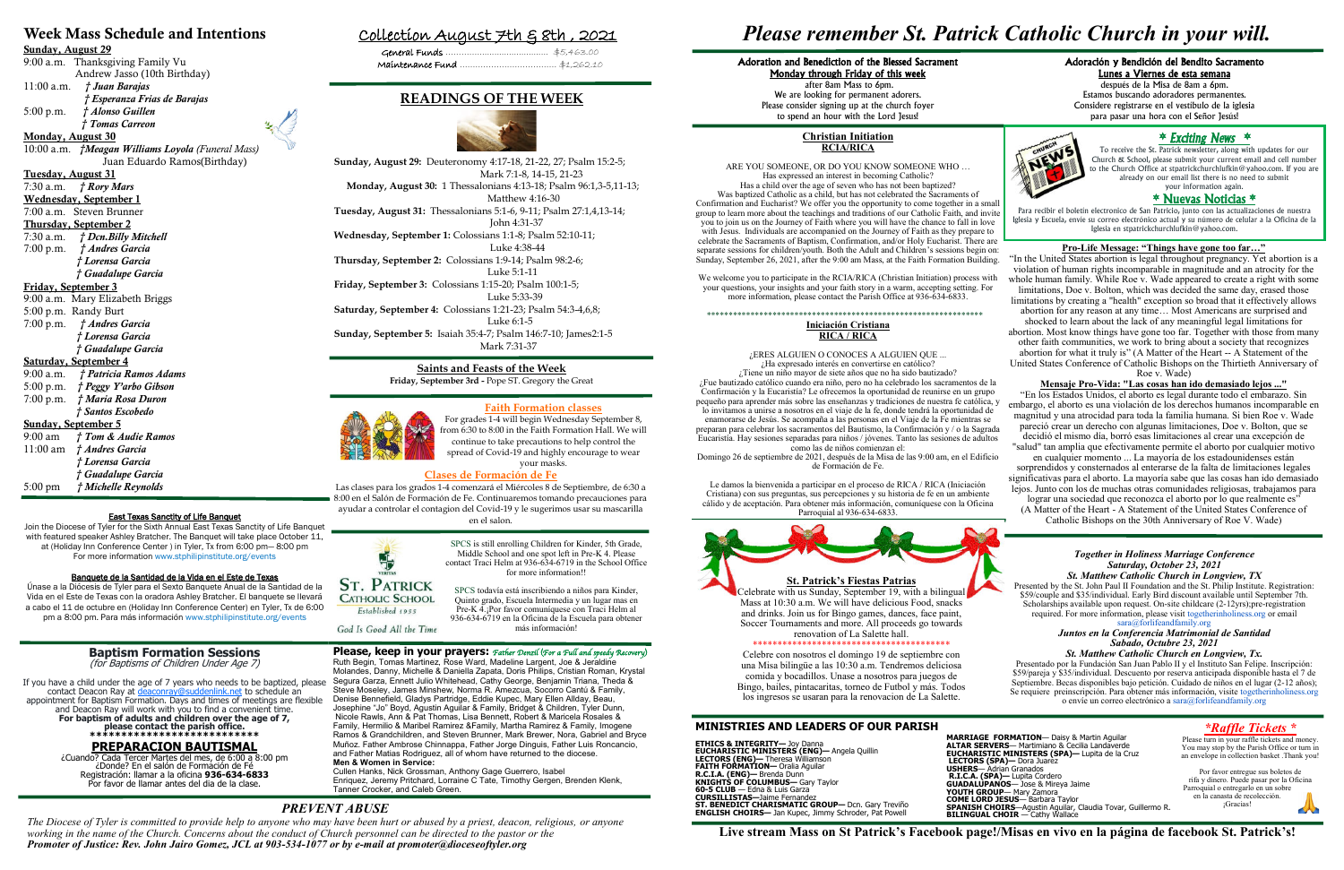# Week Mass Schedule and Intentions

**Sunday, August 29**

9:00 a.m. Thanksgiving Family Vu
Andrew Jasso (10th Birthday)

11:00 a.m. *† Juan Barajas*
*† Esperanza Frias de Barajas*

5:00 p.m. *† Alonso Guillen*
*† Tomas Carreon*

**Monday, August 30**

10:00 a.m. *†Meagan Williams Loyola (Funeral Mass)*
Juan Eduardo Ramos(Birthday)

**Tuesday, August 31**

7:30 a.m. *† Rory Mars*

**Wednesday, September 1**

7:00 a.m. Steven Brunner

**Thursday, September 2**

7:30 a.m. *† Dcn.Billy Mitchell*

7:00 p.m. *† Andres Garcia*
*† Lorensa Garcia*
*† Guadalupe Garcia*

**Friday, September 3**

9:00 a.m. Mary Elizabeth Briggs

5:00 p.m. Randy Burt

7:00 p.m. *† Andres Garcia*
*† Lorensa Garcia*
*† Guadalupe Garcia*

**Saturday, September 4**

9:00 a.m. *† Patricia Ramos Adams*

5:00 p.m. *† Peggy Y'arbo Gibson*

7:00 p.m. *† Maria Rosa Duron*
*† Santos Escobedo*

**Sunday, September 5**

9:00 am *† Tom & Audie Ramos*

11:00 am *† Andres Garcia*
*† Lorensa Garcia*
*† Guadalupe Garcia*

5:00 pm *† Michelle Reynolds*

### East Texas Sanctity of Life Banquet

Join the Diocese of Tyler for the Sixth Annual East Texas Sanctity of Life Banquet with featured speaker Ashley Bratcher. The Banquet will take place October 11, at (Holiday Inn Conference Center ) in Tyler, Tx from 6:00 pm– 8:00 pm For more information www.stphilipinstitute.org/events

### Banquete de la Santidad de la Vida en el Este de Texas

Únase a la Diócesis de Tyler para el Sexto Banquete Anual de la Santidad de la Vida en el Este de Texas con la oradora Ashley Bratcher. El banquete se llevará a cabo el 11 de octubre en (Holiday Inn Conference Center) en Tyler, Tx de 6:00 pm a 8:00 pm. Para más información www.stphilipinstitute.org/events

## Baptism Formation Sessions
*(for Baptisms of Children Under Age 7)*

If you have a child under the age of 7 years who needs to be baptized, please contact Deacon Ray at deaconray@suddenlink.net to schedule an appointment for Baptism Formation. Days and times of meetings are flexible and Deacon Ray will work with you to find a convenient time.
**For baptism of adults and children over the age of 7, please contact the parish office.**
**\*\*\*\*\*\*\*\*\*\*\*\*\*\*\*\*\*\*\*\*\*\*\*\*\*\*\*\***

## PREPARACION BAUTISMAL

¿Cuando? Cada Tercer Martes del mes, de 6:00 a 8:00 pm
¿Donde? En el salón de Formación de Fé
Registración: llamar a la oficina **936-634-6833**
Por favor de llamar antes del dia de la clase.

## Collection August 7th & 8th , 2021

General Funds .......................................... $5,463.00
Maintenance Fund ...................................... $1,262.10

## READINGS OF THE WEEK

**Sunday, August 29:** Deuteronomy 4:17-18, 21-22, 27; Psalm 15:2-5; Mark 7:1-8, 14-15, 21-23
**Monday, August 30:** 1 Thessalonians 4:13-18; Psalm 96:1,3-5,11-13; Matthew 4:16-30
**Tuesday, August 31:** Thessalonians 5:1-6, 9-11; Psalm 27:1,4,13-14; John 4:31-37
**Wednesday, September 1:** Colossians 1:1-8; Psalm 52:10-11; Luke 4:38-44
**Thursday, September 2:** Colossians 1:9-14; Psalm 98:2-6; Luke 5:1-11
**Friday, September 3:** Colossians 1:15-20; Psalm 100:1-5; Luke 5:33-39
**Saturday, September 4:** Colossians 1:21-23; Psalm 54:3-4,6,8; Luke 6:1-5
**Sunday, September 5:** Isaiah 35:4-7; Psalm 146:7-10; James2:1-5 Mark 7:31-37

### Saints and Feasts of the Week

**Friday, September 3rd -** Pope ST. Gregory the Great

### Faith Formation classes

For grades 1-4 will begin Wednesday September 8, from 6:30 to 8:00 in the Faith Formation Hall. We will continue to take precautions to help control the spread of Covid-19 and highly encourage to wear your masks.

### Clases de Formación de Fe

Las clases para los grados 1-4 comenzará el Miércoles 8 de Septiembre, de 6:30 a 8:00 en el Salón de Formación de Fe. Continuaremos tomando precauciones para ayudar a controlar el contagion del Covid-19 y le sugerimos usar su mascarilla en el salon.

ST. PATRICK CATHOLIC SCHOOL Established 1955
*God Is Good All the Time*

SPCS is still enrolling Children for Kinder, 5th Grade, Middle School and one spot left in Pre-K 4. Please contact Traci Helm at 936-634-6719 in the School Office for more information!!

SPCS todavía está inscribiendo a niños para Kinder, Quinto grado, Escuela Intermedia y un lugar mas en Pre-K 4 .¡Por favor comuníquese con Traci Helm al 936-634-6719 en la Oficina de la Escuela para obtener más información!

**Please, keep in your prayers:** *Father Denzil (For a Full and speedy Recovery)*
Ruth Begin, Tomas Martinez, Rose Ward, Madeline Largent, Joe & Jeraldine Molandes, Danny, Michelle & Daniella Zapata, Doris Philips, Cristian Roman, Krystal Segura Garza, Ennett Julio Whitehead, Cathy George, Benjamin Triana, Theda & Steve Moseley, James Minshew, Norma R. Amezcua, Socorro Cantú & Family, Denise Bennefield, Gladys Partridge, Eddie Kupec, Mary Ellen Allday, Beau, Josephine "Jo" Boyd, Agustin Aguilar & Family, Bridget & Children, Tyler Dunn, Nicole Rawls, Ann & Pat Thomas, Lisa Bennett, Robert & Maricela Rosales & Family, Hermilio & Maribel Ramirez & Family, Martha Ramirez & Family, Imogene Ramos & Grandchildren, and Steven Brunner, Mark Brewer, Nora, Gabriel and Bryce Muñoz. Father Ambrose Chinnappa, Father Jorge Dinguis, Father Luis Roncancio, and Father Matias Rodriguez, all of whom have returned to the diocese.
**Men & Women in Service:**
Cullen Hanks, Nick Grossman, Anthony Gage Guerrero, Isabel Enriquez, Jeremy Pritchard, Lorraine C Tate, Timothy Gergen, Brenden Klenk, Tanner Crocker, and Caleb Green.

## PREVENT ABUSE

*The Diocese of Tyler is committed to provide help to anyone who may have been hurt or abused by a priest, deacon, religious, or anyone working in the name of the Church. Concerns about the conduct of Church personnel can be directed to the pastor or the* ***Promoter of Justice: Rev. John Jairo Gomez, JCL at 903-534-1077 or by e-mail at promoter@dioceseoftyler.org***

# Please remember St. Patrick Catholic Church in your will.

### Adoration and Benediction of the Blessed Sacrament
**Monday through Friday of this week**

after 8am Mass to 6pm.
We are looking for permanent adorers.
Please consider signing up at the church foyer to spend an hour with the Lord Jesus!

### Adoración y Bendición del Bendito Sacramento
**Lunes a Viernes de esta semana**

después de la Misa de 8am a 6pm.
Estamos buscando adoradores permanentes.
Considere registrarse en el vestíbulo de la iglesia para pasar una hora con el Señor Jesús!

### Christian Initiation
**RCIA/RICA**

ARE YOU SOMEONE, OR DO YOU KNOW SOMEONE WHO …
Has expressed an interest in becoming Catholic?
Has a child over the age of seven who has not been baptized?
Was baptized Catholic as a child, but has not celebrated the Sacraments of Confirmation and Eucharist? We offer you the opportunity to come together in a small group to learn more about the teachings and traditions of our Catholic Faith, and invite you to join us on the Journey of Faith where you will have the chance to fall in love with Jesus. Individuals are accompanied on the Journey of Faith as they prepare to celebrate the Sacraments of Baptism, Confirmation, and/or Holy Eucharist. There are separate sessions for children/youth. Both the Adult and Children's sessions begin on Sunday, September 26, 2021, after the 9:00 am Mass, at the Faith Formation Building.

We welcome you to participate in the RCIA/RICA (Christian Initiation) process with your questions, your insights and your faith story in a warm, accepting setting. For more information, please contact the Parish Office at 936-634-6833.

\*\*\*\*\*\*\*\*\*\*\*\*\*\*\*\*\*\*\*\*\*\*\*\*\*\*\*\*\*\*\*\*\*\*\*\*\*\*\*\*\*\*\*\*\*\*\*\*\*\*\*\*\*\*\*\*\*\*\*\*\*\*\*\*\*

### Iniciación Cristiana
**RICA / RICA**

¿ERES ALGUIEN O CONOCES A ALGUIEN QUE ...
¿Ha expresado interés en convertirse en católico?
¿Tiene un niño mayor de siete años que no ha sido bautizado?
¿Fue bautizado católico cuando era niño, pero no ha celebrado los sacramentos de la Confirmación y la Eucaristía? Le ofrecemos la oportunidad de reunirse en un grupo pequeño para aprender más sobre las enseñanzas y tradiciones de nuestra fe católica, y lo invitamos a unirse a nosotros en el viaje de la fe, donde tendrá la oportunidad de enamorarse de Jesús. Se acompaña a las personas en el Viaje de la Fe mientras se preparan para celebrar los sacramentos del Bautismo, la Confirmación y / o la Sagrada Eucaristía. Hay sesiones separadas para niños / jóvenes. Tanto las sesiones de adultos como las de niños comienzan el:
Domingo 26 de septiembre de 2021, después de la Misa de las 9:00 am, en el Edificio de Formación de Fe.

Le damos la bienvenida a participar en el proceso de RICA / RICA (Iniciación Cristiana) con sus preguntas, sus percepciones y su historia de fe en un ambiente cálido y de aceptación. Para obtener más información, comuníquese con la Oficina Parroquial al 936-634-6833.

### St. Patrick's Fiestas Patrias

Celebrate with us Sunday, September 19, with a bilingual Mass at 10:30 a.m. We will have delicious Food, snacks and drinks. Join us for Bingo games, dances, face paint, Soccer Tournaments and more. All proceeds go towards renovation of La Salette hall.
\*\*\*\*\*\*\*\*\*\*\*\*\*\*\*\*\*\*\*\*\*\*\*\*\*\*\*\*\*\*\*\*\*\*\*\*\*\*\*\*\*\*
Celebre con nosotros el domingo 19 de septiembre con una Misa bilingüe a las 10:30 a.m. Tendremos deliciosa comida y bocadillos. Únase a nosotros para juegos de Bingo, bailes, pintacaritas, torneo de Futbol y más. Todos los ingresos se usaran para la renovacion de La Salette.

### \* Exciting News \*

To receive the St. Patrick newsletter, along with updates for our Church & School, please submit your current email and cell number to the Church Office at stpatrickchurchlufkin@yahoo.com. If you are already on our email list there is no need to submit your information again.

### \* Nuevas Noticias \*

Para recibir el boletín electrónico de San Patricio, junto con las actualizaciones de nuestra Iglesia y Escuela, envíe su correo electrónico actual y su número de celular a la Oficina de la Iglesia en stpatrickchurchlufkin@yahoo.com.

### Pro-Life Message: "Things have gone too far…"

"In the United States abortion is legal throughout pregnancy. Yet abortion is a violation of human rights incomparable in magnitude and an atrocity for the whole human family. While Roe v. Wade appeared to create a right with some limitations, Doe v. Bolton, which was decided the same day, erased those limitations by creating a "health" exception so broad that it effectively allows abortion for any reason at any time… Most Americans are surprised and shocked to learn about the lack of any meaningful legal limitations for abortion. Most know things have gone too far. Together with those from many other faith communities, we work to bring about a society that recognizes abortion for what it truly is" (A Matter of the Heart -- A Statement of the United States Conference of Catholic Bishops on the Thirtieth Anniversary of Roe v. Wade)

### Mensaje Pro-Vida: "Las cosas han ido demasiado lejos ..."

"En los Estados Unidos, el aborto es legal durante todo el embarazo. Sin embargo, el aborto es una violación de los derechos humanos incomparable en magnitud y una atrocidad para toda la familia humana. Si bien Roe v. Wade pareció crear un derecho con algunas limitaciones, Doe v. Bolton, que se decidió el mismo día, borró esas limitaciones al crear una excepción de "salud" tan amplia que efectivamente permite el aborto por cualquier motivo en cualquier momento ... La mayoría de los estadounidenses están sorprendidos y consternados al enterarse de la falta de limitaciones legales significativas para el aborto. La mayoría sabe que las cosas han ido demasiado lejos. Junto con los de muchas otras comunidades religiosas, trabajamos para lograr una sociedad que reconozca el aborto por lo que realmente es" (A Matter of the Heart - A Statement of the United States Conference of Catholic Bishops on the 30th Anniversary of Roe v. Wade)

***Together in Holiness Marriage Conference***
***Saturday, October 23, 2021***
***St. Matthew Catholic Church in Longview, TX***

Presented by the St. John Paul II Foundation and the St. Philip Institute. Registration: $59/couple and $35/individual. Early Bird discount available until September 7th. Scholarships available upon request. On-site childcare (2-12yrs);pre-registration required. For more information, please visit togetherinholiness.org or email sara@forlifeandfamily.org

***Juntos en la Conferencia Matrimonial de Santidad***
***Sabado, Octubre 23, 2021***
***St. Matthew Catholic Church en Longview, Tx.***

Presentado por la Fundación San Juan Pablo II y el Instituto San Felipe. Inscripción: $59/pareja y $35/individual. Descuento por reserva anticipada disponible hasta el 7 de Septiembre. Becas disponibles bajo petición. Cuidado de niños en el lugar (2-12 años); Se requiere preinscripción. Para obtener más información, visite togetherinholiness.org o envíe un correo electrónico a sara@forlifeandfamily.org

## MINISTRIES AND LEADERS OF OUR PARISH

**ETHICS & INTEGRITY—** Joy Danna
**EUCHARISTIC MINISTERS (ENG)—** Angela Quillin
**LECTORS (ENG)—** Theresa Williamson
**FAITH FORMATION—** Oralia Aguilar
**R.C.I.A. (ENG)—** Brenda Dunn
**KNIGHTS OF COLUMBUS—** Gary Taylor
**60-5 CLUB** — Edna & Luis Garza
**CURSILLISTAS—**Jaime Fernandez
**ST. BENEDICT CHARISMATIC GROUP—** Dcn. Gary Treviño
**ENGLISH CHOIRS—** Jan Kupec, Jimmy Schroder, Pat Powell
**MARRIAGE FORMATION—** Daisy & Martin Aguilar
**ALTAR SERVERS—** Martimiano & Cecilia Landaverde
**EUCHARISTIC MINISTERS (SPA)—** Lupita de la Cruz
**LECTORS (SPA)—** Dora Juarez
**USHERS—** Adrian Granados
**R.I.C.A. (SPA)—** Lupita Cordero
**GUADALUPANOS—** Jose & Mireya Jaime
**YOUTH GROUP—** Mary Zamora
**COME LORD JESUS—** Barbara Taylor
**SPANISH CHOIRS—**Agustin Aguilar, Claudia Tovar, Guillermo R.
**BILINGUAL CHOIR —** Cathy Wallace

### *Raffle Tickets *

Please turn in your raffle tickets and money. You may stop by the Parish Office or turn in an envelope in collection basket .Thank you!

Por favor entregue sus boletos de rifa y dinero. Puede pasar por la Oficina Parroquial o entregarlo en un sobre en la canasta de recolección. ¡Gracias!

**Live stream Mass on St Patrick's Facebook page!/Misas en vivo en la página de facebook St. Patrick's!**